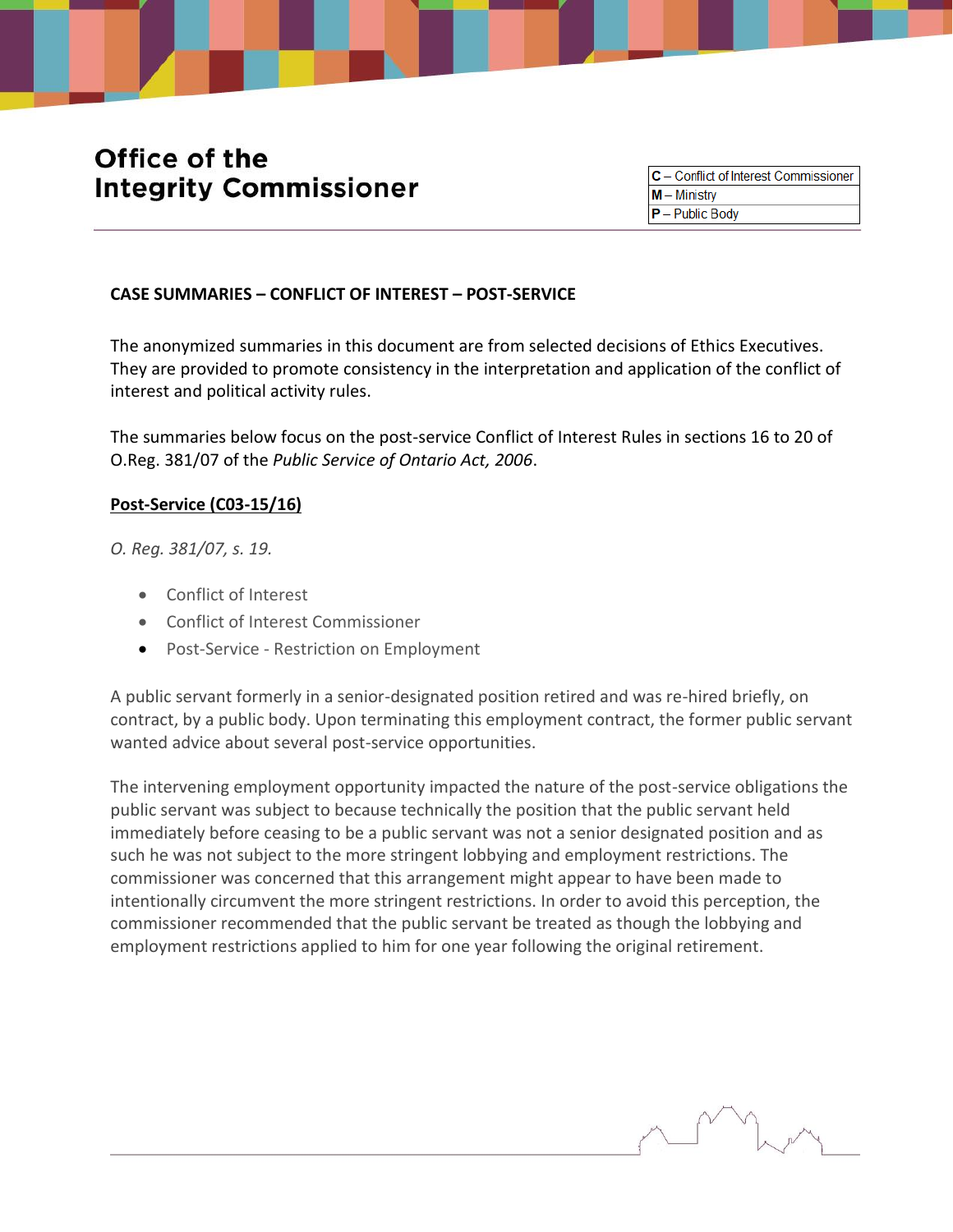# Office of the Integrity Commissioner

| C – Conflict of Interest Commissioner |
|---|
| M – Ministry |
| P – Public Body |

## CASE SUMMARIES – CONFLICT OF INTEREST – POST-SERVICE

The anonymized summaries in this document are from selected decisions of Ethics Executives. They are provided to promote consistency in the interpretation and application of the conflict of interest and political activity rules.

The summaries below focus on the post-service Conflict of Interest Rules in sections 16 to 20 of O.Reg. 381/07 of the *Public Service of Ontario Act, 2006*.

### Post-Service (C03-15/16)

*O. Reg. 381/07, s. 19.*

- Conflict of Interest
- Conflict of Interest Commissioner
- Post-Service - Restriction on Employment

A public servant formerly in a senior-designated position retired and was re-hired briefly, on contract, by a public body. Upon terminating this employment contract, the former public servant wanted advice about several post-service opportunities.

The intervening employment opportunity impacted the nature of the post-service obligations the public servant was subject to because technically the position that the public servant held immediately before ceasing to be a public servant was not a senior designated position and as such he was not subject to the more stringent lobbying and employment restrictions. The commissioner was concerned that this arrangement might appear to have been made to intentionally circumvent the more stringent restrictions. In order to avoid this perception, the commissioner recommended that the public servant be treated as though the lobbying and employment restrictions applied to him for one year following the original retirement.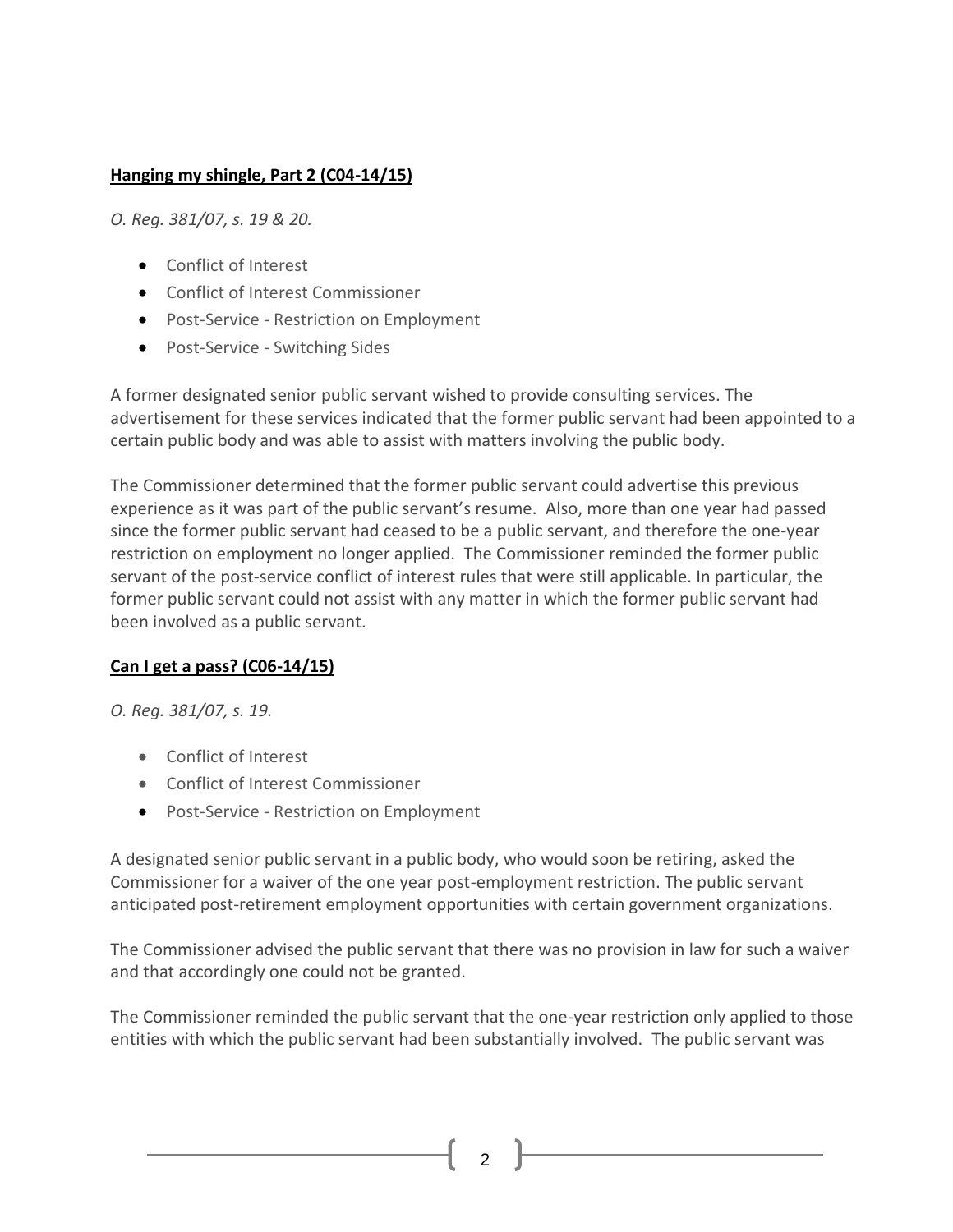**Hanging my shingle, Part 2 (C04-14/15)**

*O. Reg. 381/07, s. 19 & 20.*

- Conflict of Interest
- Conflict of Interest Commissioner
- Post-Service - Restriction on Employment
- Post-Service - Switching Sides

A former designated senior public servant wished to provide consulting services. The advertisement for these services indicated that the former public servant had been appointed to a certain public body and was able to assist with matters involving the public body.

The Commissioner determined that the former public servant could advertise this previous experience as it was part of the public servant's resume. Also, more than one year had passed since the former public servant had ceased to be a public servant, and therefore the one-year restriction on employment no longer applied. The Commissioner reminded the former public servant of the post-service conflict of interest rules that were still applicable. In particular, the former public servant could not assist with any matter in which the former public servant had been involved as a public servant.

**Can I get a pass? (C06-14/15)**

*O. Reg. 381/07, s. 19.*

- Conflict of Interest
- Conflict of Interest Commissioner
- Post-Service - Restriction on Employment

A designated senior public servant in a public body, who would soon be retiring, asked the Commissioner for a waiver of the one year post-employment restriction. The public servant anticipated post-retirement employment opportunities with certain government organizations.

The Commissioner advised the public servant that there was no provision in law for such a waiver and that accordingly one could not be granted.

The Commissioner reminded the public servant that the one-year restriction only applied to those entities with which the public servant had been substantially involved. The public servant was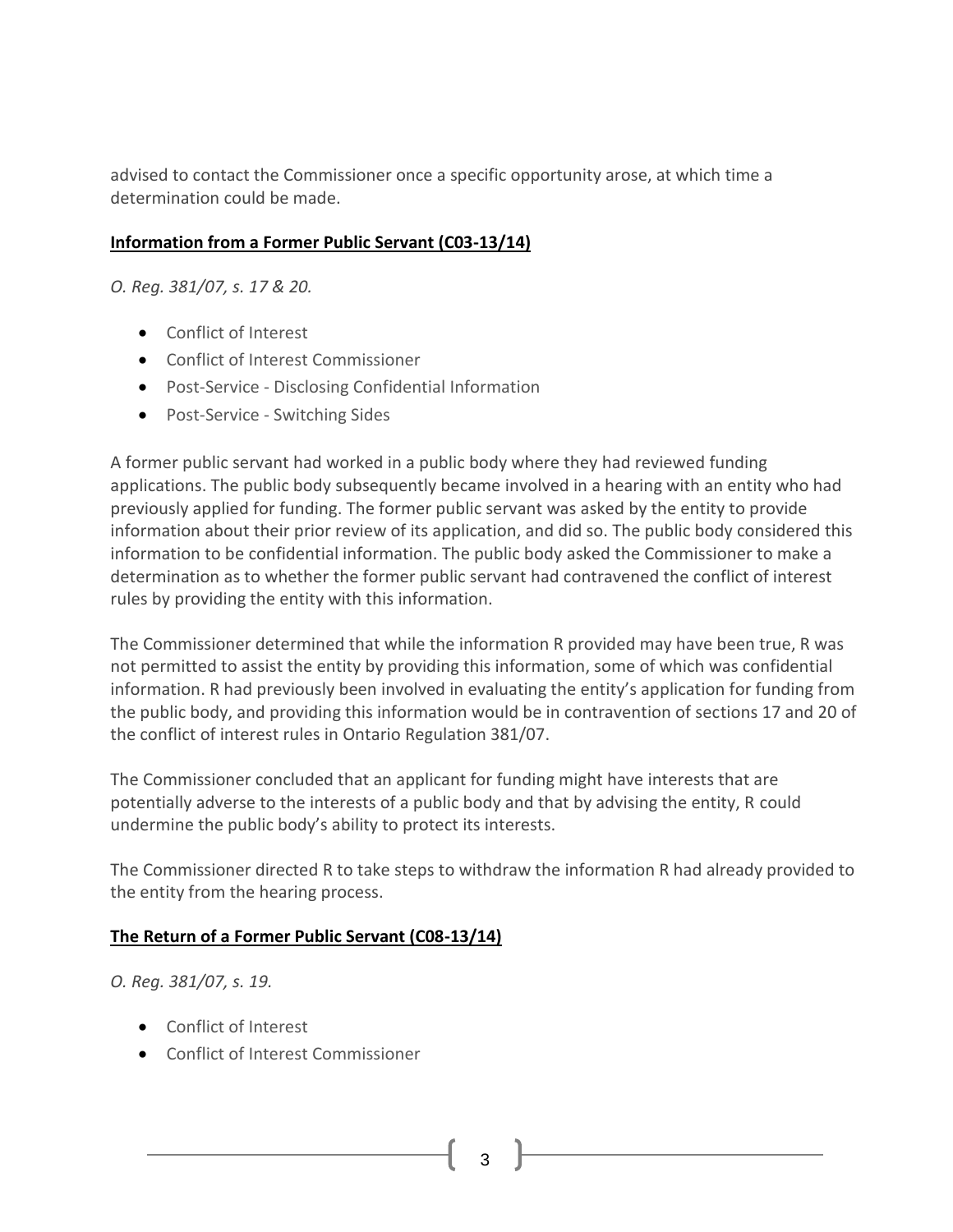advised to contact the Commissioner once a specific opportunity arose, at which time a determination could be made.

**Information from a Former Public Servant (C03-13/14)**

*O. Reg. 381/07, s. 17 & 20.*

- Conflict of Interest
- Conflict of Interest Commissioner
- Post-Service - Disclosing Confidential Information
- Post-Service - Switching Sides

A former public servant had worked in a public body where they had reviewed funding applications. The public body subsequently became involved in a hearing with an entity who had previously applied for funding. The former public servant was asked by the entity to provide information about their prior review of its application, and did so. The public body considered this information to be confidential information. The public body asked the Commissioner to make a determination as to whether the former public servant had contravened the conflict of interest rules by providing the entity with this information.

The Commissioner determined that while the information R provided may have been true, R was not permitted to assist the entity by providing this information, some of which was confidential information. R had previously been involved in evaluating the entity's application for funding from the public body, and providing this information would be in contravention of sections 17 and 20 of the conflict of interest rules in Ontario Regulation 381/07.

The Commissioner concluded that an applicant for funding might have interests that are potentially adverse to the interests of a public body and that by advising the entity, R could undermine the public body's ability to protect its interests.

The Commissioner directed R to take steps to withdraw the information R had already provided to the entity from the hearing process.

**The Return of a Former Public Servant (C08-13/14)**

*O. Reg. 381/07, s. 19.*

- Conflict of Interest
- Conflict of Interest Commissioner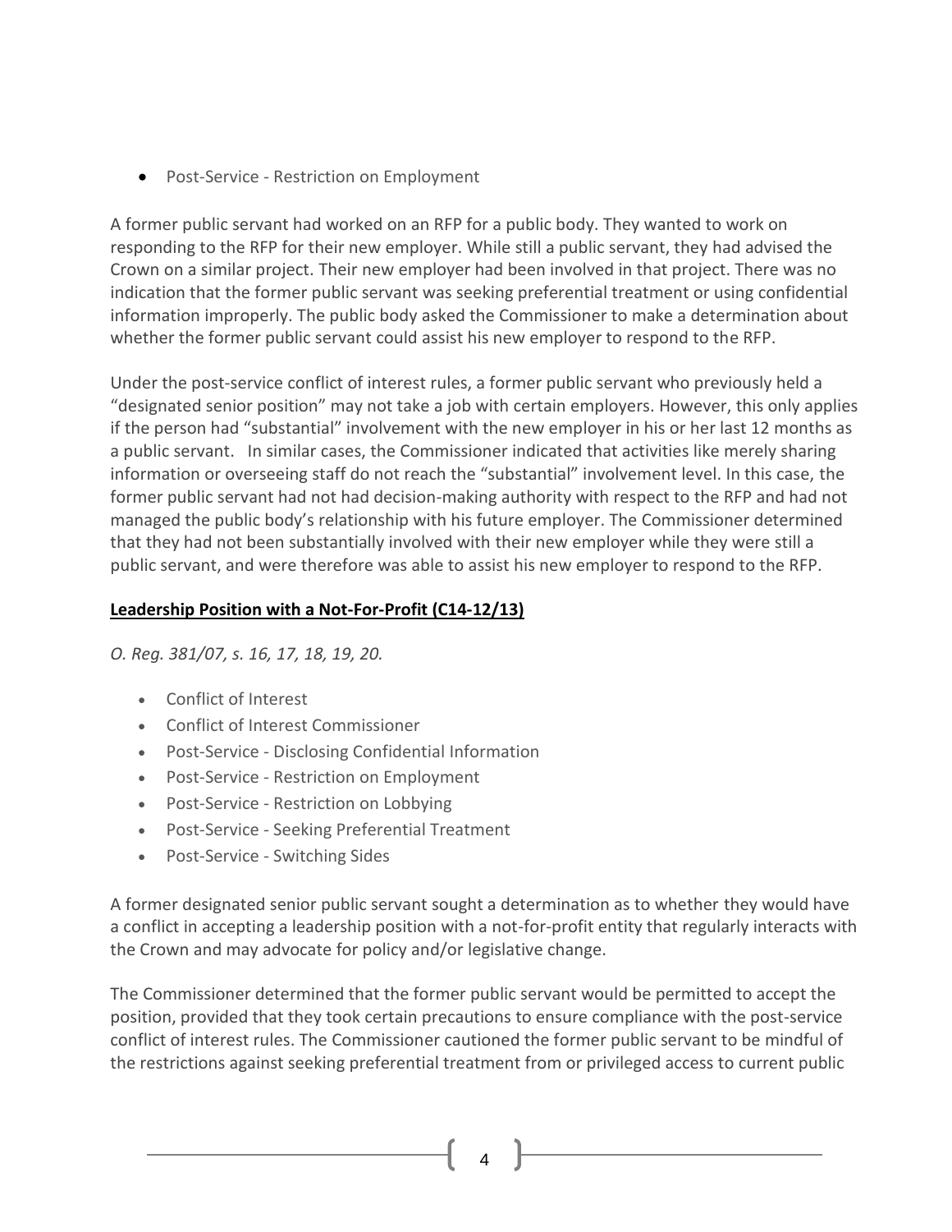- Post-Service - Restriction on Employment

A former public servant had worked on an RFP for a public body. They wanted to work on responding to the RFP for their new employer. While still a public servant, they had advised the Crown on a similar project. Their new employer had been involved in that project. There was no indication that the former public servant was seeking preferential treatment or using confidential information improperly. The public body asked the Commissioner to make a determination about whether the former public servant could assist his new employer to respond to the RFP.

Under the post-service conflict of interest rules, a former public servant who previously held a "designated senior position" may not take a job with certain employers. However, this only applies if the person had "substantial" involvement with the new employer in his or her last 12 months as a public servant. In similar cases, the Commissioner indicated that activities like merely sharing information or overseeing staff do not reach the "substantial" involvement level. In this case, the former public servant had not had decision-making authority with respect to the RFP and had not managed the public body's relationship with his future employer. The Commissioner determined that they had not been substantially involved with their new employer while they were still a public servant, and were therefore was able to assist his new employer to respond to the RFP.

**Leadership Position with a Not-For-Profit (C14-12/13)**

*O. Reg. 381/07, s. 16, 17, 18, 19, 20.*

- Conflict of Interest
- Conflict of Interest Commissioner
- Post-Service - Disclosing Confidential Information
- Post-Service - Restriction on Employment
- Post-Service - Restriction on Lobbying
- Post-Service - Seeking Preferential Treatment
- Post-Service - Switching Sides

A former designated senior public servant sought a determination as to whether they would have a conflict in accepting a leadership position with a not-for-profit entity that regularly interacts with the Crown and may advocate for policy and/or legislative change.

The Commissioner determined that the former public servant would be permitted to accept the position, provided that they took certain precautions to ensure compliance with the post-service conflict of interest rules. The Commissioner cautioned the former public servant to be mindful of the restrictions against seeking preferential treatment from or privileged access to current public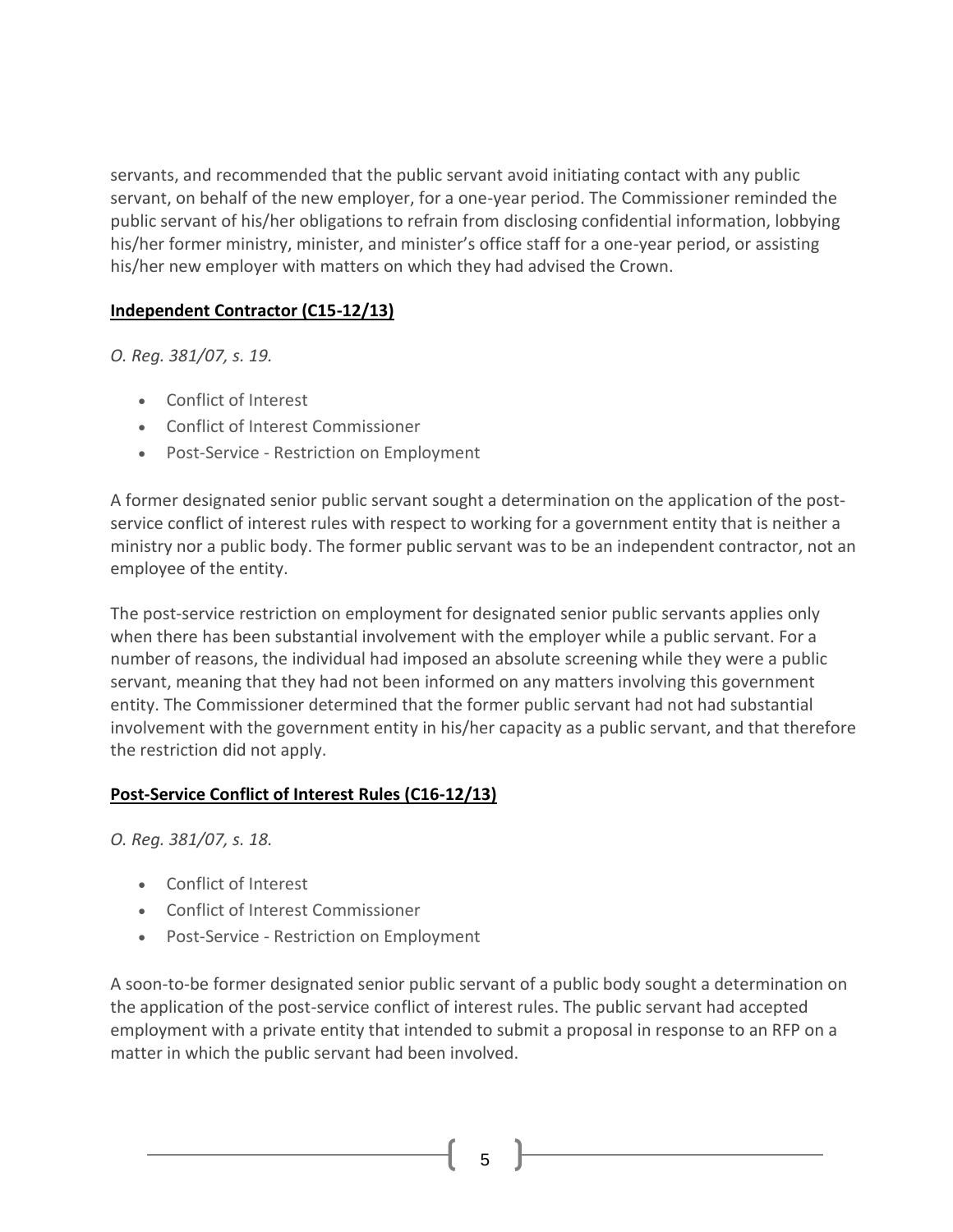servants, and recommended that the public servant avoid initiating contact with any public servant, on behalf of the new employer, for a one-year period. The Commissioner reminded the public servant of his/her obligations to refrain from disclosing confidential information, lobbying his/her former ministry, minister, and minister's office staff for a one-year period, or assisting his/her new employer with matters on which they had advised the Crown.

**Independent Contractor (C15-12/13)**

*O. Reg. 381/07, s. 19.*

- Conflict of Interest
- Conflict of Interest Commissioner
- Post-Service - Restriction on Employment

A former designated senior public servant sought a determination on the application of the post-service conflict of interest rules with respect to working for a government entity that is neither a ministry nor a public body. The former public servant was to be an independent contractor, not an employee of the entity.

The post-service restriction on employment for designated senior public servants applies only when there has been substantial involvement with the employer while a public servant. For a number of reasons, the individual had imposed an absolute screening while they were a public servant, meaning that they had not been informed on any matters involving this government entity. The Commissioner determined that the former public servant had not had substantial involvement with the government entity in his/her capacity as a public servant, and that therefore the restriction did not apply.

**Post-Service Conflict of Interest Rules (C16-12/13)**

*O. Reg. 381/07, s. 18.*

- Conflict of Interest
- Conflict of Interest Commissioner
- Post-Service - Restriction on Employment

A soon-to-be former designated senior public servant of a public body sought a determination on the application of the post-service conflict of interest rules. The public servant had accepted employment with a private entity that intended to submit a proposal in response to an RFP on a matter in which the public servant had been involved.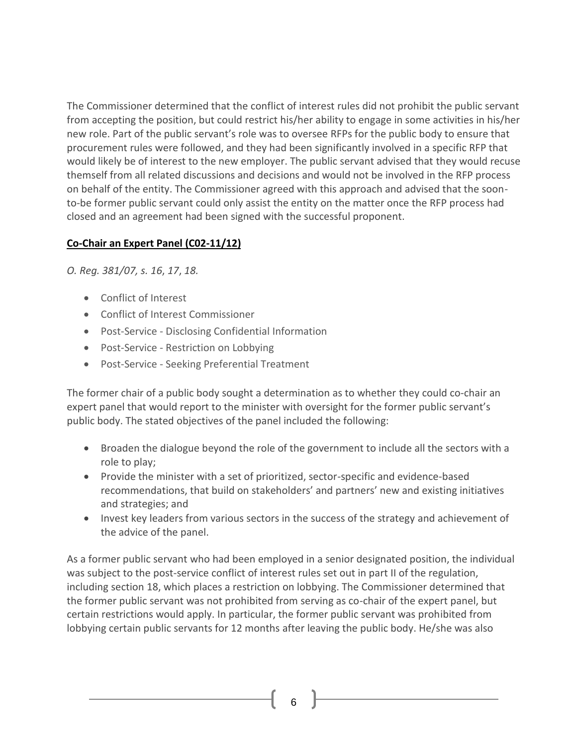The Commissioner determined that the conflict of interest rules did not prohibit the public servant from accepting the position, but could restrict his/her ability to engage in some activities in his/her new role. Part of the public servant's role was to oversee RFPs for the public body to ensure that procurement rules were followed, and they had been significantly involved in a specific RFP that would likely be of interest to the new employer. The public servant advised that they would recuse themself from all related discussions and decisions and would not be involved in the RFP process on behalf of the entity. The Commissioner agreed with this approach and advised that the soon-to-be former public servant could only assist the entity on the matter once the RFP process had closed and an agreement had been signed with the successful proponent.

### Co-Chair an Expert Panel (C02-11/12)

*O. Reg. 381/07, s. 16, 17, 18.*

- Conflict of Interest
- Conflict of Interest Commissioner
- Post-Service - Disclosing Confidential Information
- Post-Service - Restriction on Lobbying
- Post-Service - Seeking Preferential Treatment

The former chair of a public body sought a determination as to whether they could co-chair an expert panel that would report to the minister with oversight for the former public servant's public body. The stated objectives of the panel included the following:

- Broaden the dialogue beyond the role of the government to include all the sectors with a role to play;
- Provide the minister with a set of prioritized, sector-specific and evidence-based recommendations, that build on stakeholders' and partners' new and existing initiatives and strategies; and
- Invest key leaders from various sectors in the success of the strategy and achievement of the advice of the panel.

As a former public servant who had been employed in a senior designated position, the individual was subject to the post-service conflict of interest rules set out in part II of the regulation, including section 18, which places a restriction on lobbying. The Commissioner determined that the former public servant was not prohibited from serving as co-chair of the expert panel, but certain restrictions would apply. In particular, the former public servant was prohibited from lobbying certain public servants for 12 months after leaving the public body. He/she was also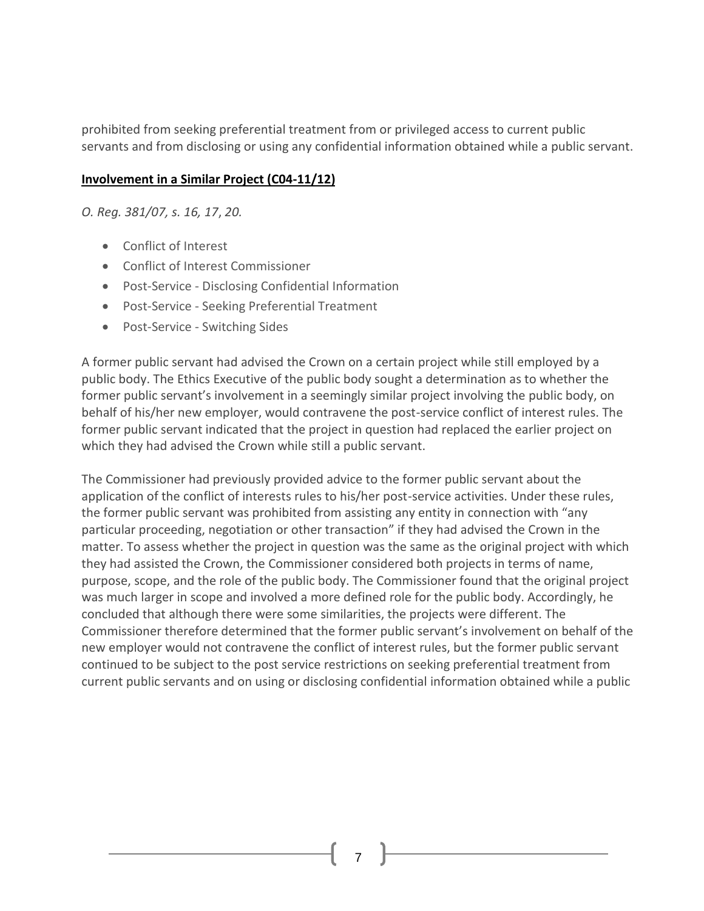prohibited from seeking preferential treatment from or privileged access to current public servants and from disclosing or using any confidential information obtained while a public servant.

### Involvement in a Similar Project (C04-11/12)

*O. Reg. 381/07, s. 16, 17, 20.*

- Conflict of Interest
- Conflict of Interest Commissioner
- Post-Service - Disclosing Confidential Information
- Post-Service - Seeking Preferential Treatment
- Post-Service - Switching Sides

A former public servant had advised the Crown on a certain project while still employed by a public body. The Ethics Executive of the public body sought a determination as to whether the former public servant's involvement in a seemingly similar project involving the public body, on behalf of his/her new employer, would contravene the post-service conflict of interest rules. The former public servant indicated that the project in question had replaced the earlier project on which they had advised the Crown while still a public servant.

The Commissioner had previously provided advice to the former public servant about the application of the conflict of interests rules to his/her post-service activities. Under these rules, the former public servant was prohibited from assisting any entity in connection with "any particular proceeding, negotiation or other transaction" if they had advised the Crown in the matter. To assess whether the project in question was the same as the original project with which they had assisted the Crown, the Commissioner considered both projects in terms of name, purpose, scope, and the role of the public body. The Commissioner found that the original project was much larger in scope and involved a more defined role for the public body. Accordingly, he concluded that although there were some similarities, the projects were different. The Commissioner therefore determined that the former public servant's involvement on behalf of the new employer would not contravene the conflict of interest rules, but the former public servant continued to be subject to the post service restrictions on seeking preferential treatment from current public servants and on using or disclosing confidential information obtained while a public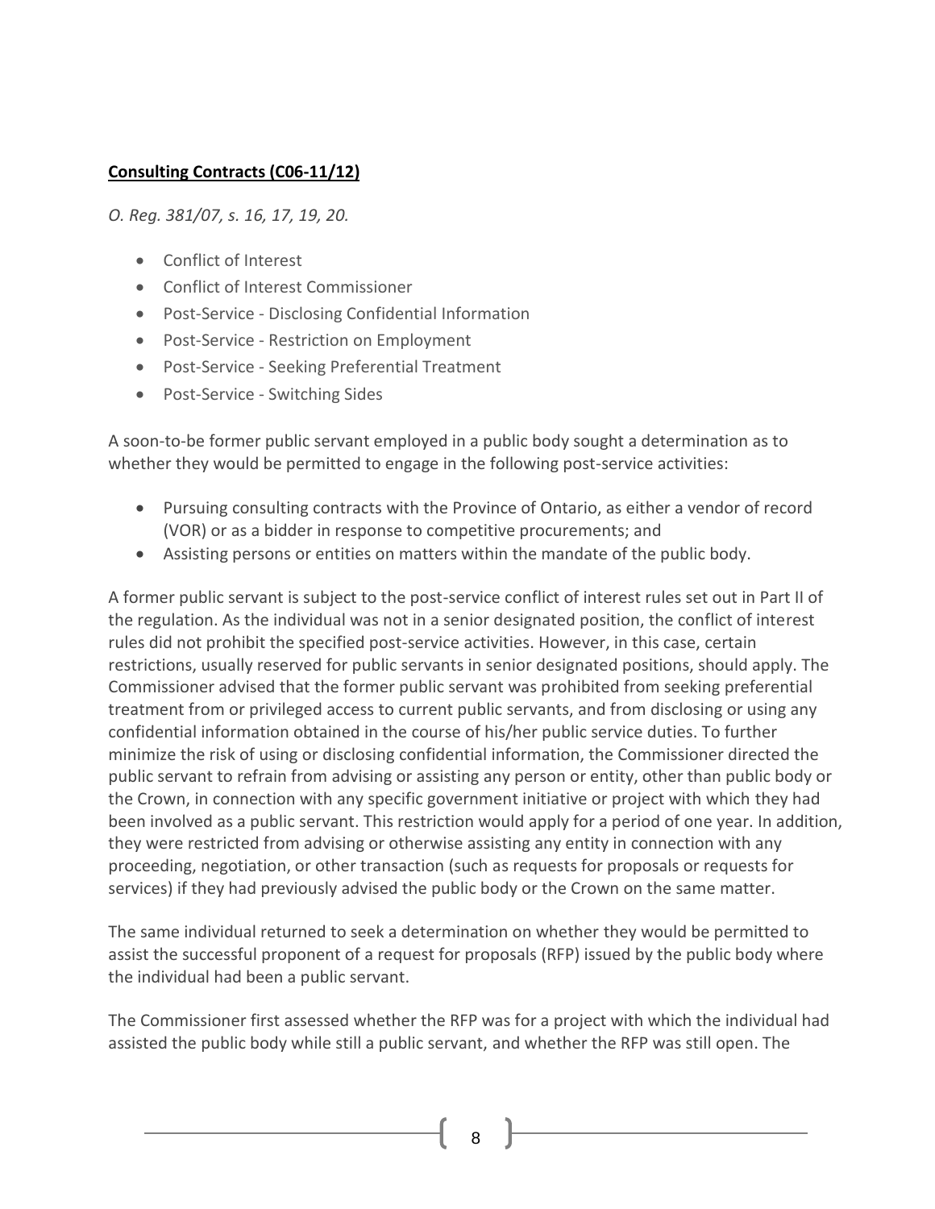## **Consulting Contracts (C06-11/12)**

*O. Reg. 381/07, s. 16, 17, 19, 20.*

- Conflict of Interest
- Conflict of Interest Commissioner
- Post-Service - Disclosing Confidential Information
- Post-Service - Restriction on Employment
- Post-Service - Seeking Preferential Treatment
- Post-Service - Switching Sides

A soon-to-be former public servant employed in a public body sought a determination as to whether they would be permitted to engage in the following post-service activities:

- Pursuing consulting contracts with the Province of Ontario, as either a vendor of record (VOR) or as a bidder in response to competitive procurements; and
- Assisting persons or entities on matters within the mandate of the public body.

A former public servant is subject to the post-service conflict of interest rules set out in Part II of the regulation. As the individual was not in a senior designated position, the conflict of interest rules did not prohibit the specified post-service activities. However, in this case, certain restrictions, usually reserved for public servants in senior designated positions, should apply. The Commissioner advised that the former public servant was prohibited from seeking preferential treatment from or privileged access to current public servants, and from disclosing or using any confidential information obtained in the course of his/her public service duties. To further minimize the risk of using or disclosing confidential information, the Commissioner directed the public servant to refrain from advising or assisting any person or entity, other than public body or the Crown, in connection with any specific government initiative or project with which they had been involved as a public servant. This restriction would apply for a period of one year. In addition, they were restricted from advising or otherwise assisting any entity in connection with any proceeding, negotiation, or other transaction (such as requests for proposals or requests for services) if they had previously advised the public body or the Crown on the same matter.

The same individual returned to seek a determination on whether they would be permitted to assist the successful proponent of a request for proposals (RFP) issued by the public body where the individual had been a public servant.

The Commissioner first assessed whether the RFP was for a project with which the individual had assisted the public body while still a public servant, and whether the RFP was still open. The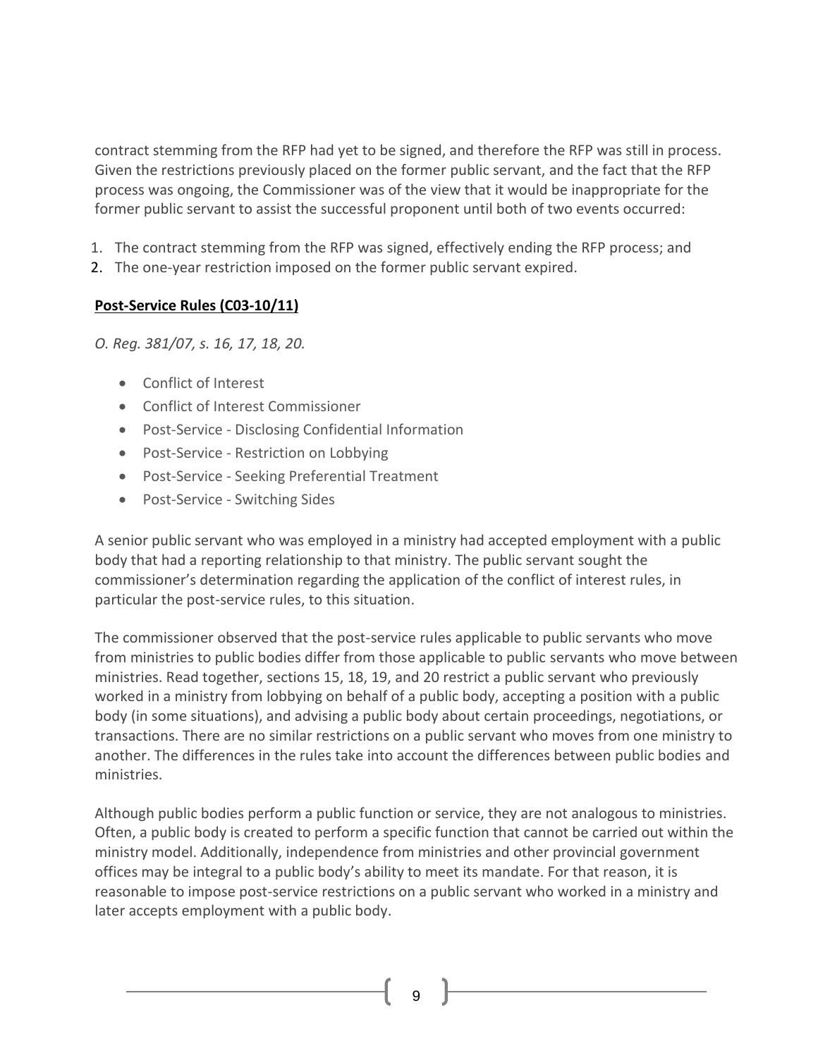contract stemming from the RFP had yet to be signed, and therefore the RFP was still in process. Given the restrictions previously placed on the former public servant, and the fact that the RFP process was ongoing, the Commissioner was of the view that it would be inappropriate for the former public servant to assist the successful proponent until both of two events occurred:

1. The contract stemming from the RFP was signed, effectively ending the RFP process; and
2. The one-year restriction imposed on the former public servant expired.

**Post-Service Rules (C03-10/11)**

*O. Reg. 381/07, s. 16, 17, 18, 20.*

- Conflict of Interest
- Conflict of Interest Commissioner
- Post-Service - Disclosing Confidential Information
- Post-Service - Restriction on Lobbying
- Post-Service - Seeking Preferential Treatment
- Post-Service - Switching Sides

A senior public servant who was employed in a ministry had accepted employment with a public body that had a reporting relationship to that ministry. The public servant sought the commissioner's determination regarding the application of the conflict of interest rules, in particular the post-service rules, to this situation.

The commissioner observed that the post-service rules applicable to public servants who move from ministries to public bodies differ from those applicable to public servants who move between ministries. Read together, sections 15, 18, 19, and 20 restrict a public servant who previously worked in a ministry from lobbying on behalf of a public body, accepting a position with a public body (in some situations), and advising a public body about certain proceedings, negotiations, or transactions. There are no similar restrictions on a public servant who moves from one ministry to another. The differences in the rules take into account the differences between public bodies and ministries.

Although public bodies perform a public function or service, they are not analogous to ministries. Often, a public body is created to perform a specific function that cannot be carried out within the ministry model. Additionally, independence from ministries and other provincial government offices may be integral to a public body's ability to meet its mandate. For that reason, it is reasonable to impose post-service restrictions on a public servant who worked in a ministry and later accepts employment with a public body.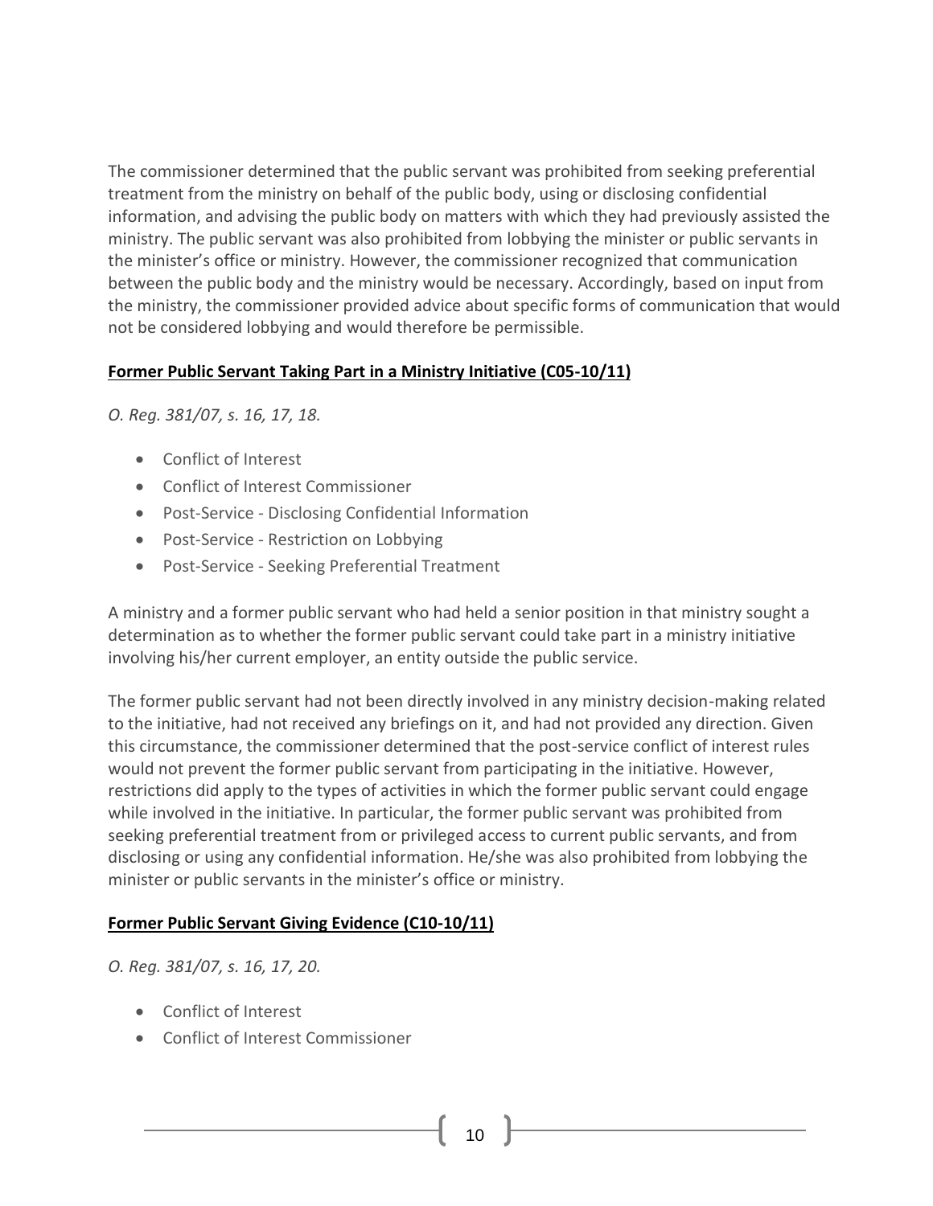The commissioner determined that the public servant was prohibited from seeking preferential treatment from the ministry on behalf of the public body, using or disclosing confidential information, and advising the public body on matters with which they had previously assisted the ministry. The public servant was also prohibited from lobbying the minister or public servants in the minister's office or ministry. However, the commissioner recognized that communication between the public body and the ministry would be necessary. Accordingly, based on input from the ministry, the commissioner provided advice about specific forms of communication that would not be considered lobbying and would therefore be permissible.

**Former Public Servant Taking Part in a Ministry Initiative (C05-10/11)**

*O. Reg. 381/07, s. 16, 17, 18.*

- Conflict of Interest
- Conflict of Interest Commissioner
- Post-Service - Disclosing Confidential Information
- Post-Service - Restriction on Lobbying
- Post-Service - Seeking Preferential Treatment

A ministry and a former public servant who had held a senior position in that ministry sought a determination as to whether the former public servant could take part in a ministry initiative involving his/her current employer, an entity outside the public service.

The former public servant had not been directly involved in any ministry decision-making related to the initiative, had not received any briefings on it, and had not provided any direction. Given this circumstance, the commissioner determined that the post-service conflict of interest rules would not prevent the former public servant from participating in the initiative. However, restrictions did apply to the types of activities in which the former public servant could engage while involved in the initiative. In particular, the former public servant was prohibited from seeking preferential treatment from or privileged access to current public servants, and from disclosing or using any confidential information. He/she was also prohibited from lobbying the minister or public servants in the minister's office or ministry.

**Former Public Servant Giving Evidence (C10-10/11)**

*O. Reg. 381/07, s. 16, 17, 20.*

- Conflict of Interest
- Conflict of Interest Commissioner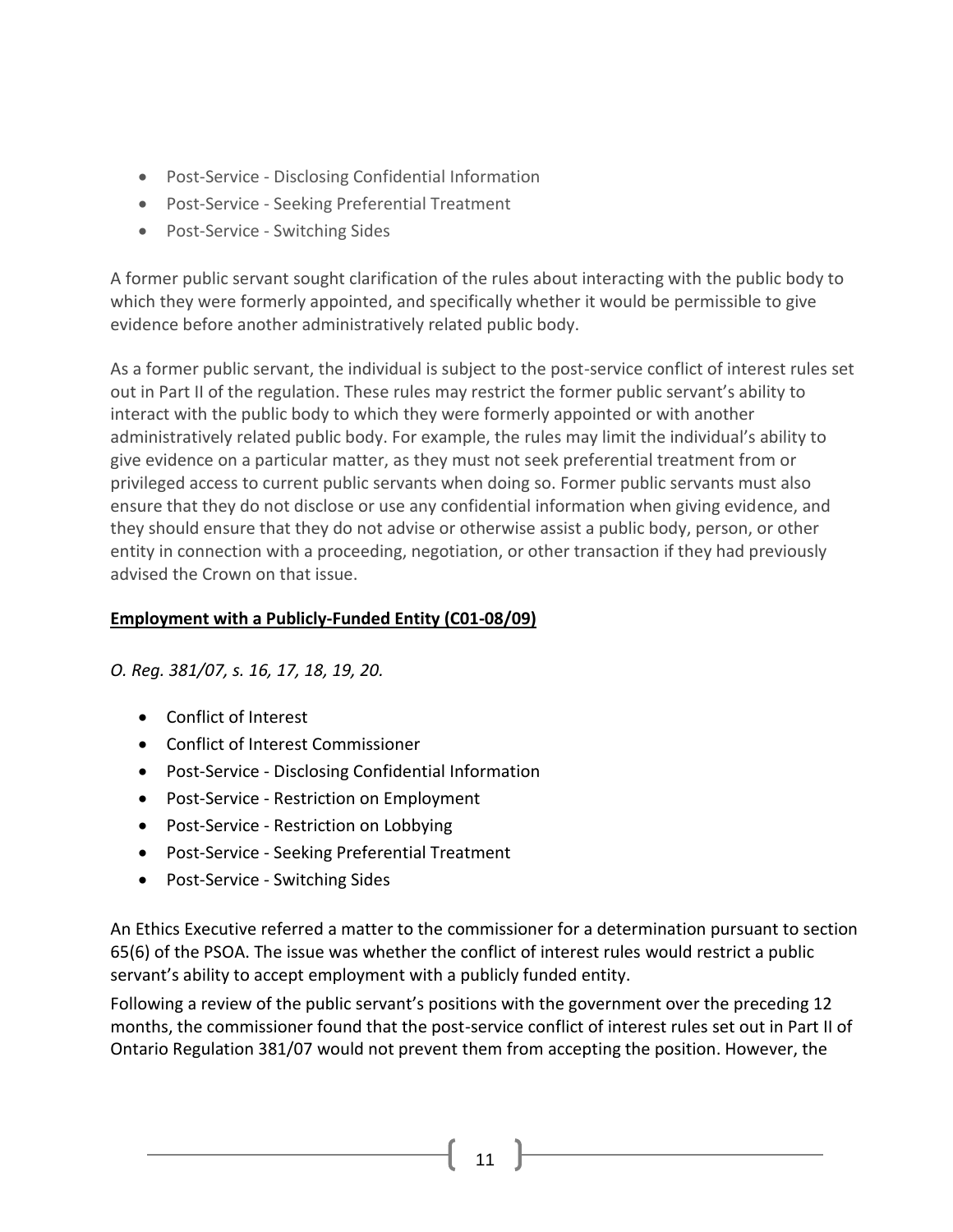- Post-Service - Disclosing Confidential Information
- Post-Service - Seeking Preferential Treatment
- Post-Service - Switching Sides

A former public servant sought clarification of the rules about interacting with the public body to which they were formerly appointed, and specifically whether it would be permissible to give evidence before another administratively related public body.

As a former public servant, the individual is subject to the post-service conflict of interest rules set out in Part II of the regulation. These rules may restrict the former public servant's ability to interact with the public body to which they were formerly appointed or with another administratively related public body. For example, the rules may limit the individual's ability to give evidence on a particular matter, as they must not seek preferential treatment from or privileged access to current public servants when doing so. Former public servants must also ensure that they do not disclose or use any confidential information when giving evidence, and they should ensure that they do not advise or otherwise assist a public body, person, or other entity in connection with a proceeding, negotiation, or other transaction if they had previously advised the Crown on that issue.

**Employment with a Publicly-Funded Entity (C01-08/09)**

*O. Reg. 381/07, s. 16, 17, 18, 19, 20.*

- Conflict of Interest
- Conflict of Interest Commissioner
- Post-Service - Disclosing Confidential Information
- Post-Service - Restriction on Employment
- Post-Service - Restriction on Lobbying
- Post-Service - Seeking Preferential Treatment
- Post-Service - Switching Sides

An Ethics Executive referred a matter to the commissioner for a determination pursuant to section 65(6) of the PSOA. The issue was whether the conflict of interest rules would restrict a public servant's ability to accept employment with a publicly funded entity.

Following a review of the public servant's positions with the government over the preceding 12 months, the commissioner found that the post-service conflict of interest rules set out in Part II of Ontario Regulation 381/07 would not prevent them from accepting the position. However, the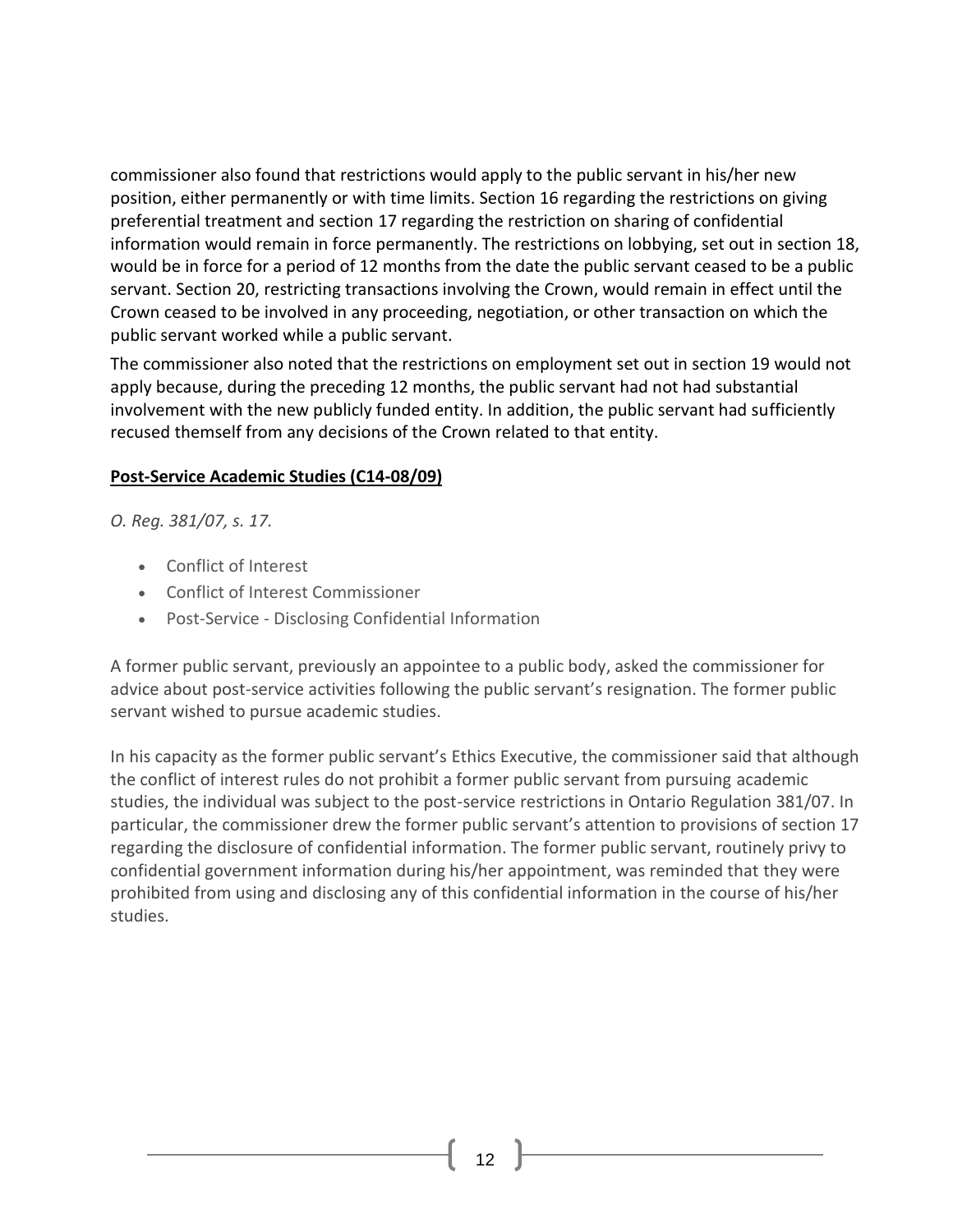commissioner also found that restrictions would apply to the public servant in his/her new position, either permanently or with time limits. Section 16 regarding the restrictions on giving preferential treatment and section 17 regarding the restriction on sharing of confidential information would remain in force permanently. The restrictions on lobbying, set out in section 18, would be in force for a period of 12 months from the date the public servant ceased to be a public servant. Section 20, restricting transactions involving the Crown, would remain in effect until the Crown ceased to be involved in any proceeding, negotiation, or other transaction on which the public servant worked while a public servant.

The commissioner also noted that the restrictions on employment set out in section 19 would not apply because, during the preceding 12 months, the public servant had not had substantial involvement with the new publicly funded entity. In addition, the public servant had sufficiently recused themself from any decisions of the Crown related to that entity.

**Post-Service Academic Studies (C14-08/09)**

*O. Reg. 381/07, s. 17.*

- Conflict of Interest
- Conflict of Interest Commissioner
- Post-Service - Disclosing Confidential Information

A former public servant, previously an appointee to a public body, asked the commissioner for advice about post-service activities following the public servant's resignation. The former public servant wished to pursue academic studies.

In his capacity as the former public servant's Ethics Executive, the commissioner said that although the conflict of interest rules do not prohibit a former public servant from pursuing academic studies, the individual was subject to the post-service restrictions in Ontario Regulation 381/07. In particular, the commissioner drew the former public servant's attention to provisions of section 17 regarding the disclosure of confidential information. The former public servant, routinely privy to confidential government information during his/her appointment, was reminded that they were prohibited from using and disclosing any of this confidential information in the course of his/her studies.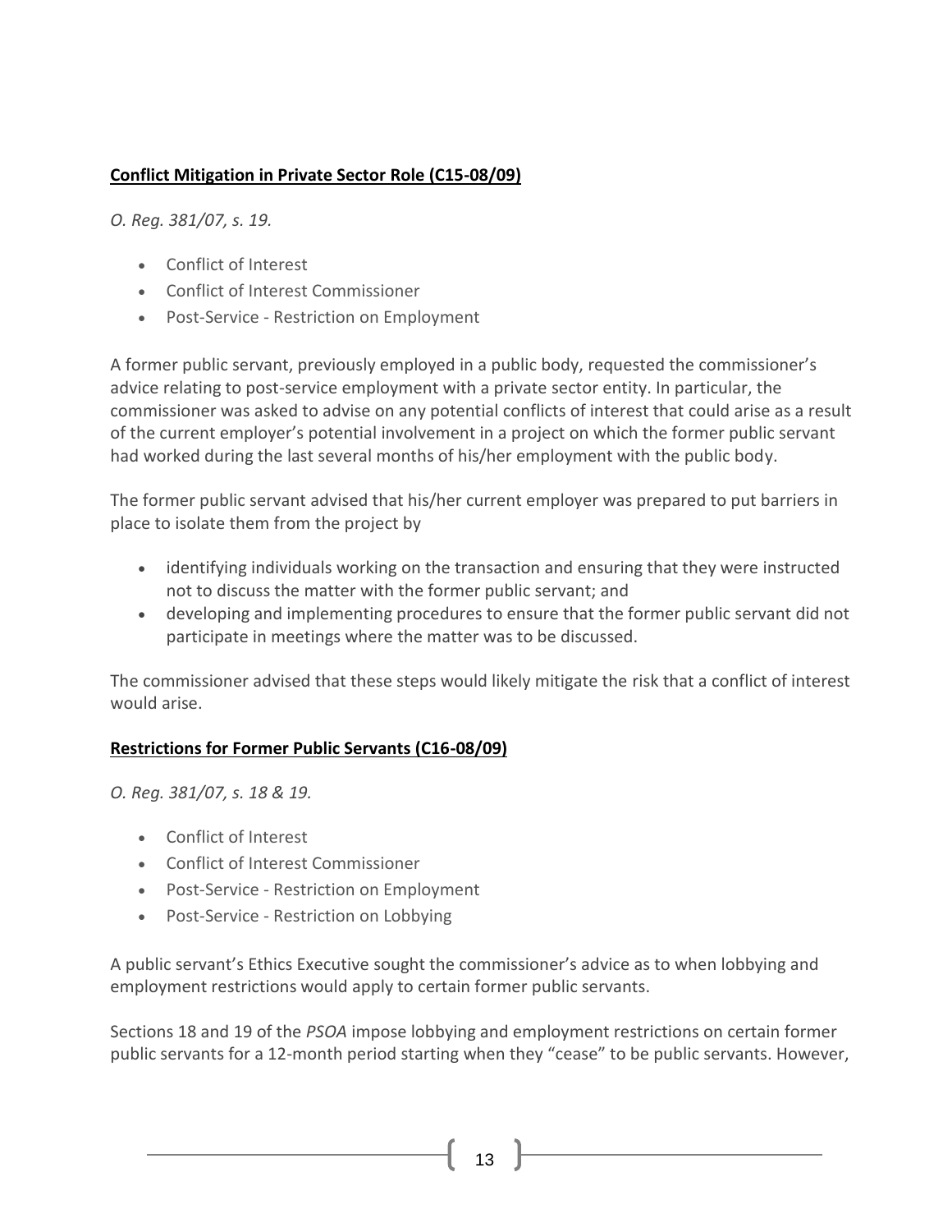**Conflict Mitigation in Private Sector Role (C15-08/09)**

*O. Reg. 381/07, s. 19.*

- Conflict of Interest
- Conflict of Interest Commissioner
- Post-Service - Restriction on Employment

A former public servant, previously employed in a public body, requested the commissioner's advice relating to post-service employment with a private sector entity. In particular, the commissioner was asked to advise on any potential conflicts of interest that could arise as a result of the current employer's potential involvement in a project on which the former public servant had worked during the last several months of his/her employment with the public body.

The former public servant advised that his/her current employer was prepared to put barriers in place to isolate them from the project by

- identifying individuals working on the transaction and ensuring that they were instructed not to discuss the matter with the former public servant; and
- developing and implementing procedures to ensure that the former public servant did not participate in meetings where the matter was to be discussed.

The commissioner advised that these steps would likely mitigate the risk that a conflict of interest would arise.

**Restrictions for Former Public Servants (C16-08/09)**

*O. Reg. 381/07, s. 18 & 19.*

- Conflict of Interest
- Conflict of Interest Commissioner
- Post-Service - Restriction on Employment
- Post-Service - Restriction on Lobbying

A public servant's Ethics Executive sought the commissioner's advice as to when lobbying and employment restrictions would apply to certain former public servants.

Sections 18 and 19 of the *PSOA* impose lobbying and employment restrictions on certain former public servants for a 12-month period starting when they "cease" to be public servants. However,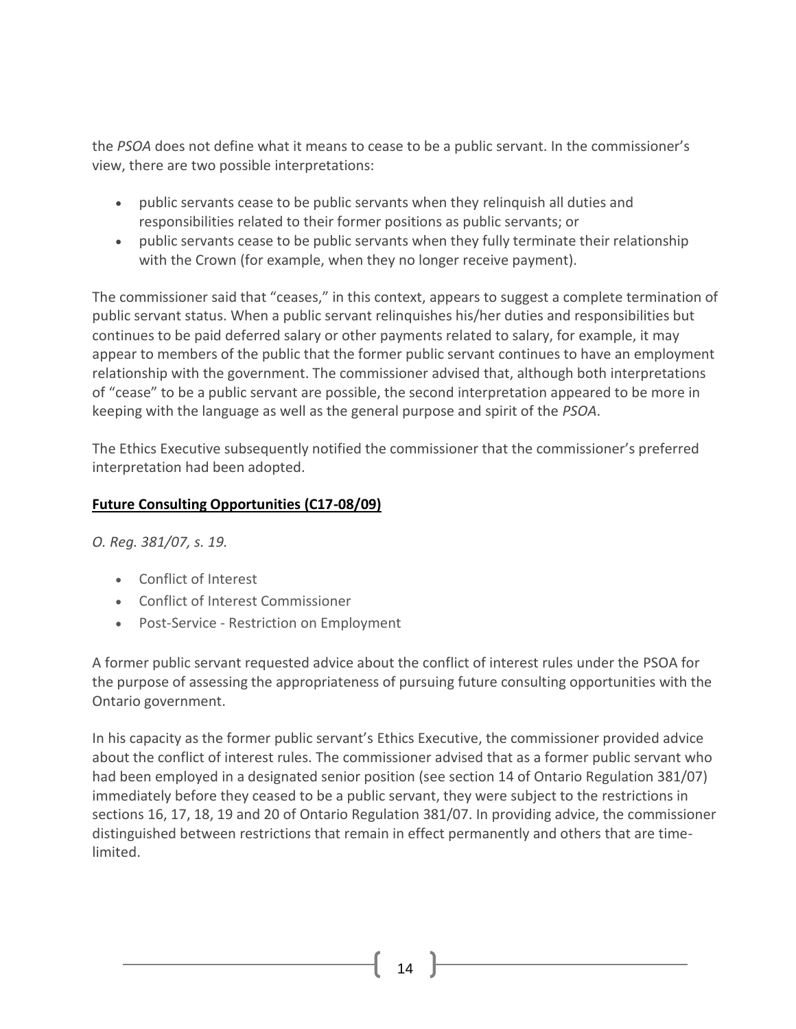the *PSOA* does not define what it means to cease to be a public servant. In the commissioner's view, there are two possible interpretations:

- public servants cease to be public servants when they relinquish all duties and responsibilities related to their former positions as public servants; or
- public servants cease to be public servants when they fully terminate their relationship with the Crown (for example, when they no longer receive payment).

The commissioner said that "ceases," in this context, appears to suggest a complete termination of public servant status. When a public servant relinquishes his/her duties and responsibilities but continues to be paid deferred salary or other payments related to salary, for example, it may appear to members of the public that the former public servant continues to have an employment relationship with the government. The commissioner advised that, although both interpretations of "cease" to be a public servant are possible, the second interpretation appeared to be more in keeping with the language as well as the general purpose and spirit of the *PSOA*.

The Ethics Executive subsequently notified the commissioner that the commissioner's preferred interpretation had been adopted.

### Future Consulting Opportunities (C17-08/09)

*O. Reg. 381/07, s. 19.*

- Conflict of Interest
- Conflict of Interest Commissioner
- Post-Service - Restriction on Employment

A former public servant requested advice about the conflict of interest rules under the PSOA for the purpose of assessing the appropriateness of pursuing future consulting opportunities with the Ontario government.

In his capacity as the former public servant's Ethics Executive, the commissioner provided advice about the conflict of interest rules. The commissioner advised that as a former public servant who had been employed in a designated senior position (see section 14 of Ontario Regulation 381/07) immediately before they ceased to be a public servant, they were subject to the restrictions in sections 16, 17, 18, 19 and 20 of Ontario Regulation 381/07. In providing advice, the commissioner distinguished between restrictions that remain in effect permanently and others that are time-limited.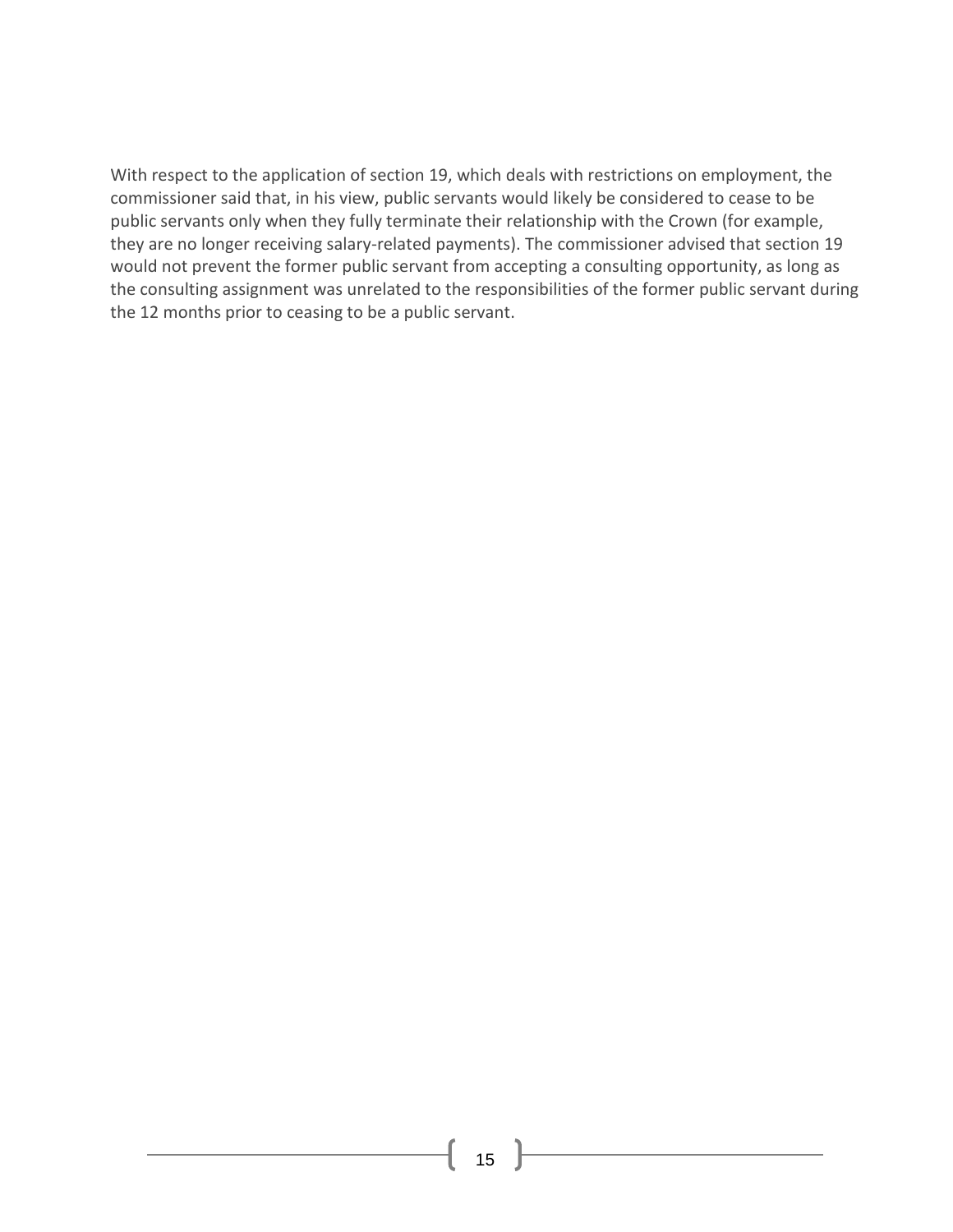With respect to the application of section 19, which deals with restrictions on employment, the commissioner said that, in his view, public servants would likely be considered to cease to be public servants only when they fully terminate their relationship with the Crown (for example, they are no longer receiving salary-related payments). The commissioner advised that section 19 would not prevent the former public servant from accepting a consulting opportunity, as long as the consulting assignment was unrelated to the responsibilities of the former public servant during the 12 months prior to ceasing to be a public servant.